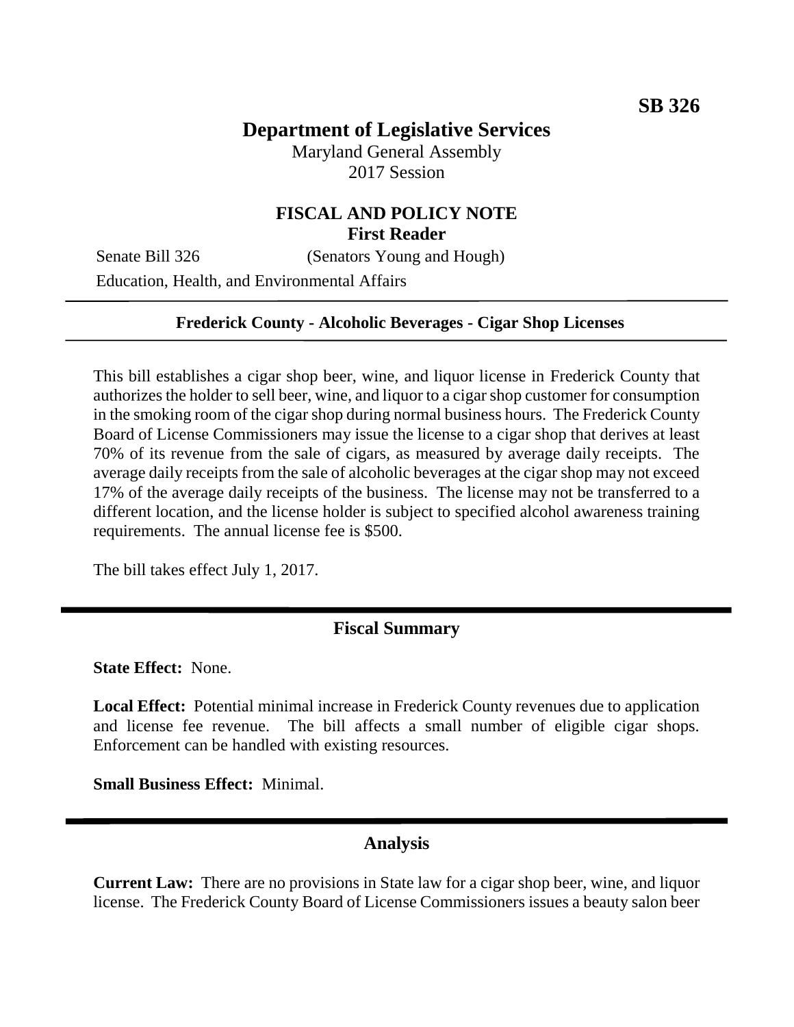**SB 326**

# Department of Legislative Services

Maryland General Assembly
2017 Session

## FISCAL AND POLICY NOTE
**First Reader**

Senate Bill 326 (Senators Young and Hough)
Education, Health, and Environmental Affairs

**Frederick County - Alcoholic Beverages - Cigar Shop Licenses**

This bill establishes a cigar shop beer, wine, and liquor license in Frederick County that authorizes the holder to sell beer, wine, and liquor to a cigar shop customer for consumption in the smoking room of the cigar shop during normal business hours. The Frederick County Board of License Commissioners may issue the license to a cigar shop that derives at least 70% of its revenue from the sale of cigars, as measured by average daily receipts. The average daily receipts from the sale of alcoholic beverages at the cigar shop may not exceed 17% of the average daily receipts of the business. The license may not be transferred to a different location, and the license holder is subject to specified alcohol awareness training requirements. The annual license fee is $500.

The bill takes effect July 1, 2017.

## Fiscal Summary

**State Effect:** None.

**Local Effect:** Potential minimal increase in Frederick County revenues due to application and license fee revenue. The bill affects a small number of eligible cigar shops. Enforcement can be handled with existing resources.

**Small Business Effect:** Minimal.

## Analysis

**Current Law:** There are no provisions in State law for a cigar shop beer, wine, and liquor license. The Frederick County Board of License Commissioners issues a beauty salon beer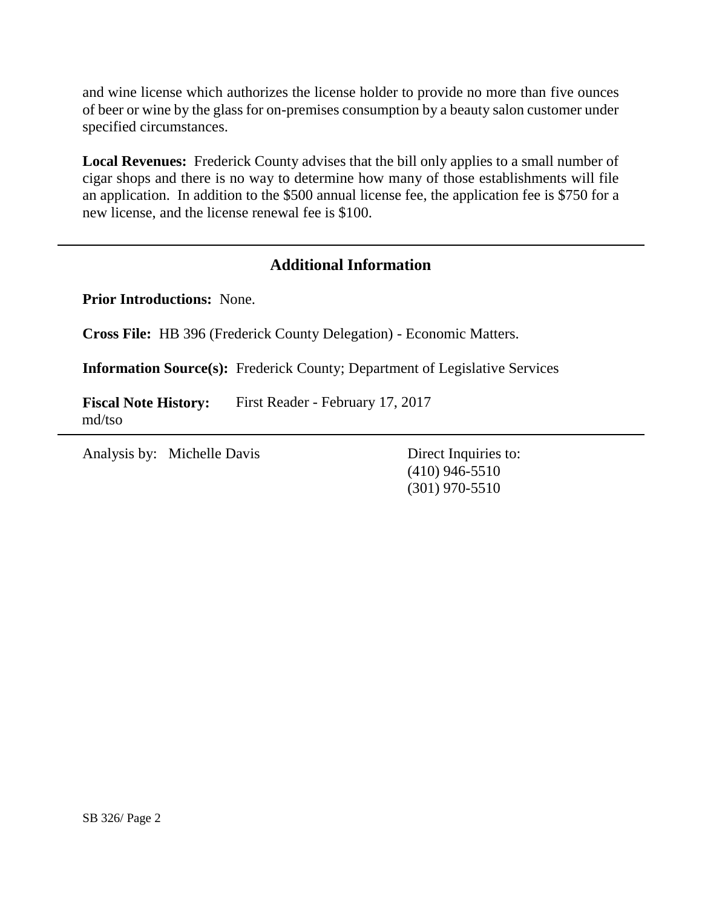and wine license which authorizes the license holder to provide no more than five ounces of beer or wine by the glass for on-premises consumption by a beauty salon customer under specified circumstances.

**Local Revenues:** Frederick County advises that the bill only applies to a small number of cigar shops and there is no way to determine how many of those establishments will file an application. In addition to the $500 annual license fee, the application fee is $750 for a new license, and the license renewal fee is $100.

---

## Additional Information

**Prior Introductions:** None.

**Cross File:** HB 396 (Frederick County Delegation) - Economic Matters.

**Information Source(s):** Frederick County; Department of Legislative Services

**Fiscal Note History:** First Reader - February 17, 2017
md/tso

---

Analysis by: Michelle Davis

Direct Inquiries to:
(410) 946-5510
(301) 970-5510